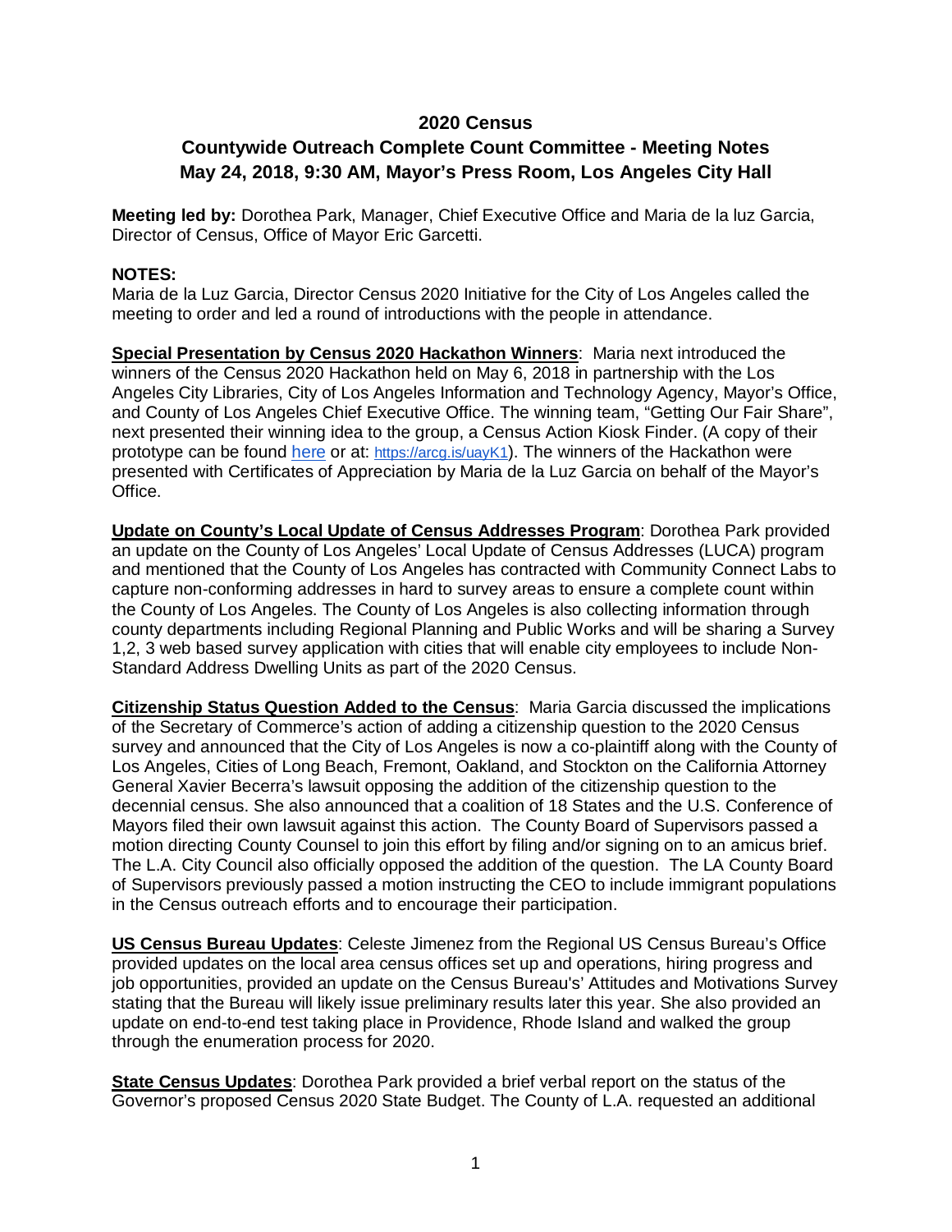# 2020 Census

## Countywide Outreach Complete Count Committee - Meeting Notes
## May 24, 2018, 9:30 AM, Mayor's Press Room, Los Angeles City Hall

**Meeting led by:** Dorothea Park, Manager, Chief Executive Office and Maria de la luz Garcia, Director of Census, Office of Mayor Eric Garcetti.

**NOTES:**

Maria de la Luz Garcia, Director Census 2020 Initiative for the City of Los Angeles called the meeting to order and led a round of introductions with the people in attendance.

**Special Presentation by Census 2020 Hackathon Winners**: Maria next introduced the winners of the Census 2020 Hackathon held on May 6, 2018 in partnership with the Los Angeles City Libraries, City of Los Angeles Information and Technology Agency, Mayor's Office, and County of Los Angeles Chief Executive Office. The winning team, "Getting Our Fair Share", next presented their winning idea to the group, a Census Action Kiosk Finder. (A copy of their prototype can be found here or at: https://arcg.is/uayK1). The winners of the Hackathon were presented with Certificates of Appreciation by Maria de la Luz Garcia on behalf of the Mayor's Office.

**Update on County's Local Update of Census Addresses Program**: Dorothea Park provided an update on the County of Los Angeles' Local Update of Census Addresses (LUCA) program and mentioned that the County of Los Angeles has contracted with Community Connect Labs to capture non-conforming addresses in hard to survey areas to ensure a complete count within the County of Los Angeles. The County of Los Angeles is also collecting information through county departments including Regional Planning and Public Works and will be sharing a Survey 1,2, 3 web based survey application with cities that will enable city employees to include Non-Standard Address Dwelling Units as part of the 2020 Census.

**Citizenship Status Question Added to the Census**: Maria Garcia discussed the implications of the Secretary of Commerce's action of adding a citizenship question to the 2020 Census survey and announced that the City of Los Angeles is now a co-plaintiff along with the County of Los Angeles, Cities of Long Beach, Fremont, Oakland, and Stockton on the California Attorney General Xavier Becerra's lawsuit opposing the addition of the citizenship question to the decennial census. She also announced that a coalition of 18 States and the U.S. Conference of Mayors filed their own lawsuit against this action. The County Board of Supervisors passed a motion directing County Counsel to join this effort by filing and/or signing on to an amicus brief. The L.A. City Council also officially opposed the addition of the question. The LA County Board of Supervisors previously passed a motion instructing the CEO to include immigrant populations in the Census outreach efforts and to encourage their participation.

**US Census Bureau Updates**: Celeste Jimenez from the Regional US Census Bureau's Office provided updates on the local area census offices set up and operations, hiring progress and job opportunities, provided an update on the Census Bureau's' Attitudes and Motivations Survey stating that the Bureau will likely issue preliminary results later this year. She also provided an update on end-to-end test taking place in Providence, Rhode Island and walked the group through the enumeration process for 2020.

**State Census Updates**: Dorothea Park provided a brief verbal report on the status of the Governor's proposed Census 2020 State Budget. The County of L.A. requested an additional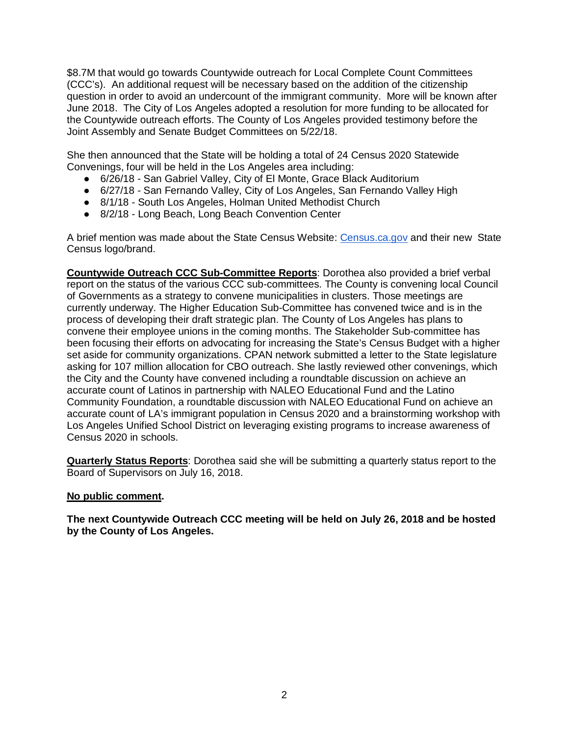$8.7M that would go towards Countywide outreach for Local Complete Count Committees (CCC's). An additional request will be necessary based on the addition of the citizenship question in order to avoid an undercount of the immigrant community. More will be known after June 2018. The City of Los Angeles adopted a resolution for more funding to be allocated for the Countywide outreach efforts. The County of Los Angeles provided testimony before the Joint Assembly and Senate Budget Committees on 5/22/18.

She then announced that the State will be holding a total of 24 Census 2020 Statewide Convenings, four will be held in the Los Angeles area including:

- 6/26/18 - San Gabriel Valley, City of El Monte, Grace Black Auditorium
- 6/27/18 - San Fernando Valley, City of Los Angeles, San Fernando Valley High
- 8/1/18 - South Los Angeles, Holman United Methodist Church
- 8/2/18 - Long Beach, Long Beach Convention Center

A brief mention was made about the State Census Website: Census.ca.gov and their new State Census logo/brand.

**Countywide Outreach CCC Sub-Committee Reports**: Dorothea also provided a brief verbal report on the status of the various CCC sub-committees. The County is convening local Council of Governments as a strategy to convene municipalities in clusters. Those meetings are currently underway. The Higher Education Sub-Committee has convened twice and is in the process of developing their draft strategic plan. The County of Los Angeles has plans to convene their employee unions in the coming months. The Stakeholder Sub-committee has been focusing their efforts on advocating for increasing the State's Census Budget with a higher set aside for community organizations. CPAN network submitted a letter to the State legislature asking for 107 million allocation for CBO outreach. She lastly reviewed other convenings, which the City and the County have convened including a roundtable discussion on achieve an accurate count of Latinos in partnership with NALEO Educational Fund and the Latino Community Foundation, a roundtable discussion with NALEO Educational Fund on achieve an accurate count of LA's immigrant population in Census 2020 and a brainstorming workshop with Los Angeles Unified School District on leveraging existing programs to increase awareness of Census 2020 in schools.

**Quarterly Status Reports**: Dorothea said she will be submitting a quarterly status report to the Board of Supervisors on July 16, 2018.

**No public comment.**

**The next Countywide Outreach CCC meeting will be held on July 26, 2018 and be hosted by the County of Los Angeles.**